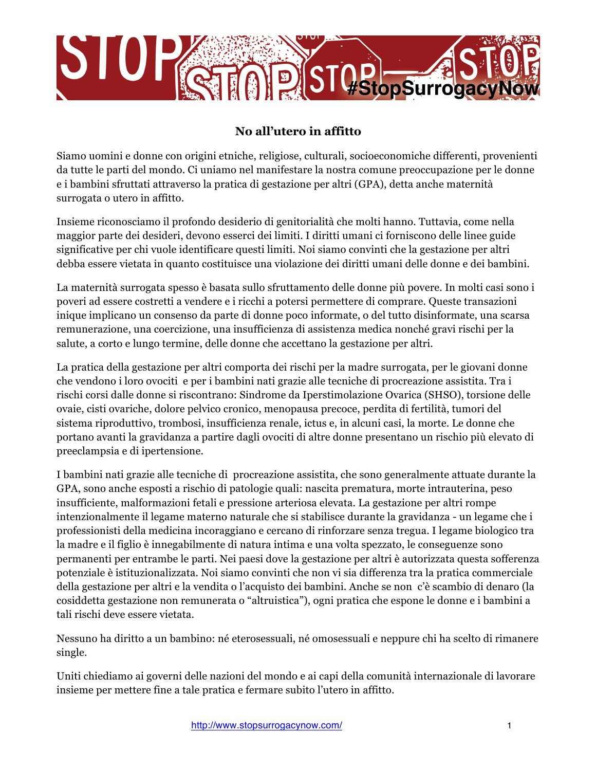# No all'utero in affitto

Siamo uomini e donne con origini etniche, religiose, culturali, socioeconomiche differenti, provenienti da tutte le parti del mondo. Ci uniamo nel manifestare la nostra comune preoccupazione per le donne e i bambini sfruttati attraverso la pratica di gestazione per altri (GPA), detta anche maternità surrogata o utero in affitto.

Insieme riconosciamo il profondo desiderio di genitorialità che molti hanno. Tuttavia, come nella maggior parte dei desideri, devono esserci dei limiti. I diritti umani ci forniscono delle linee guide significative per chi vuole identificare questi limiti. Noi siamo convinti che la gestazione per altri debba essere vietata in quanto costituisce una violazione dei diritti umani delle donne e dei bambini.

La maternità surrogata spesso è basata sullo sfruttamento delle donne più povere. In molti casi sono i poveri ad essere costretti a vendere e i ricchi a potersi permettere di comprare. Queste transazioni inique implicano un consenso da parte di donne poco informate, o del tutto disinformate, una scarsa remunerazione, una coercizione, una insufficienza di assistenza medica nonché gravi rischi per la salute, a corto e lungo termine, delle donne che accettano la gestazione per altri.

La pratica della gestazione per altri comporta dei rischi per la madre surrogata, per le giovani donne che vendono i loro ovociti e per i bambini nati grazie alle tecniche di procreazione assistita. Tra i rischi corsi dalle donne si riscontrano: Sindrome da Iperstimolazione Ovarica (SHSO), torsione delle ovaie, cisti ovariche, dolore pelvico cronico, menopausa precoce, perdita di fertilità, tumori del sistema riproduttivo, trombosi, insufficienza renale, ictus e, in alcuni casi, la morte. Le donne che portano avanti la gravidanza a partire dagli ovociti di altre donne presentano un rischio più elevato di preeclampsia e di ipertensione.

I bambini nati grazie alle tecniche di procreazione assistita, che sono generalmente attuate durante la GPA, sono anche esposti a rischio di patologie quali: nascita prematura, morte intrauterina, peso insufficiente, malformazioni fetali e pressione arteriosa elevata. La gestazione per altri rompe intenzionalmente il legame materno naturale che si stabilisce durante la gravidanza - un legame che i professionisti della medicina incoraggiano e cercano di rinforzare senza tregua. I legame biologico tra la madre e il figlio è innegabilmente di natura intima e una volta spezzato, le conseguenze sono permanenti per entrambe le parti. Nei paesi dove la gestazione per altri è autorizzata questa sofferenza potenziale è istituzionalizzata. Noi siamo convinti che non vi sia differenza tra la pratica commerciale della gestazione per altri e la vendita o l'acquisto dei bambini. Anche se non c'è scambio di denaro (la cosiddetta gestazione non remunerata o "altruistica"), ogni pratica che espone le donne e i bambini a tali rischi deve essere vietata.

Nessuno ha diritto a un bambino: né eterosessuali, né omosessuali e neppure chi ha scelto di rimanere single.

Uniti chiediamo ai governi delle nazioni del mondo e ai capi della comunità internazionale di lavorare insieme per mettere fine a tale pratica e fermare subito l'utero in affitto.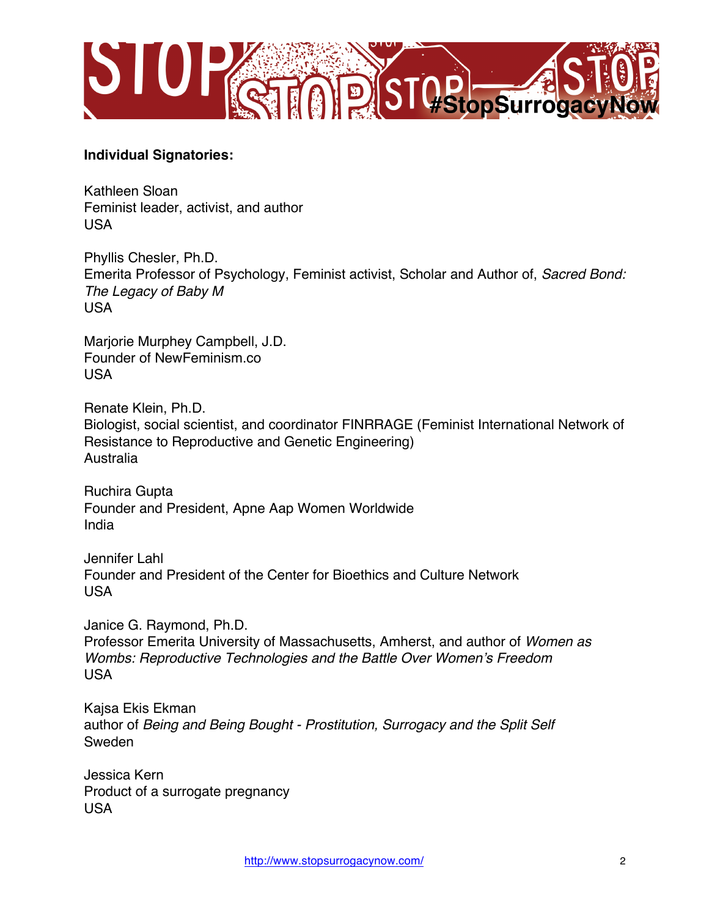**Individual Signatories:**

Kathleen Sloan
Feminist leader, activist, and author
USA

Phyllis Chesler, Ph.D.
Emerita Professor of Psychology, Feminist activist, Scholar and Author of, *Sacred Bond: The Legacy of Baby M*
USA

Marjorie Murphey Campbell, J.D.
Founder of NewFeminism.co
USA

Renate Klein, Ph.D.
Biologist, social scientist, and coordinator FINRRAGE (Feminist International Network of Resistance to Reproductive and Genetic Engineering)
Australia

Ruchira Gupta
Founder and President, Apne Aap Women Worldwide
India

Jennifer Lahl
Founder and President of the Center for Bioethics and Culture Network
USA

Janice G. Raymond, Ph.D.
Professor Emerita University of Massachusetts, Amherst, and author of *Women as Wombs: Reproductive Technologies and the Battle Over Women's Freedom*
USA

Kajsa Ekis Ekman
author of *Being and Being Bought - Prostitution, Surrogacy and the Split Self*
Sweden

Jessica Kern
Product of a surrogate pregnancy
USA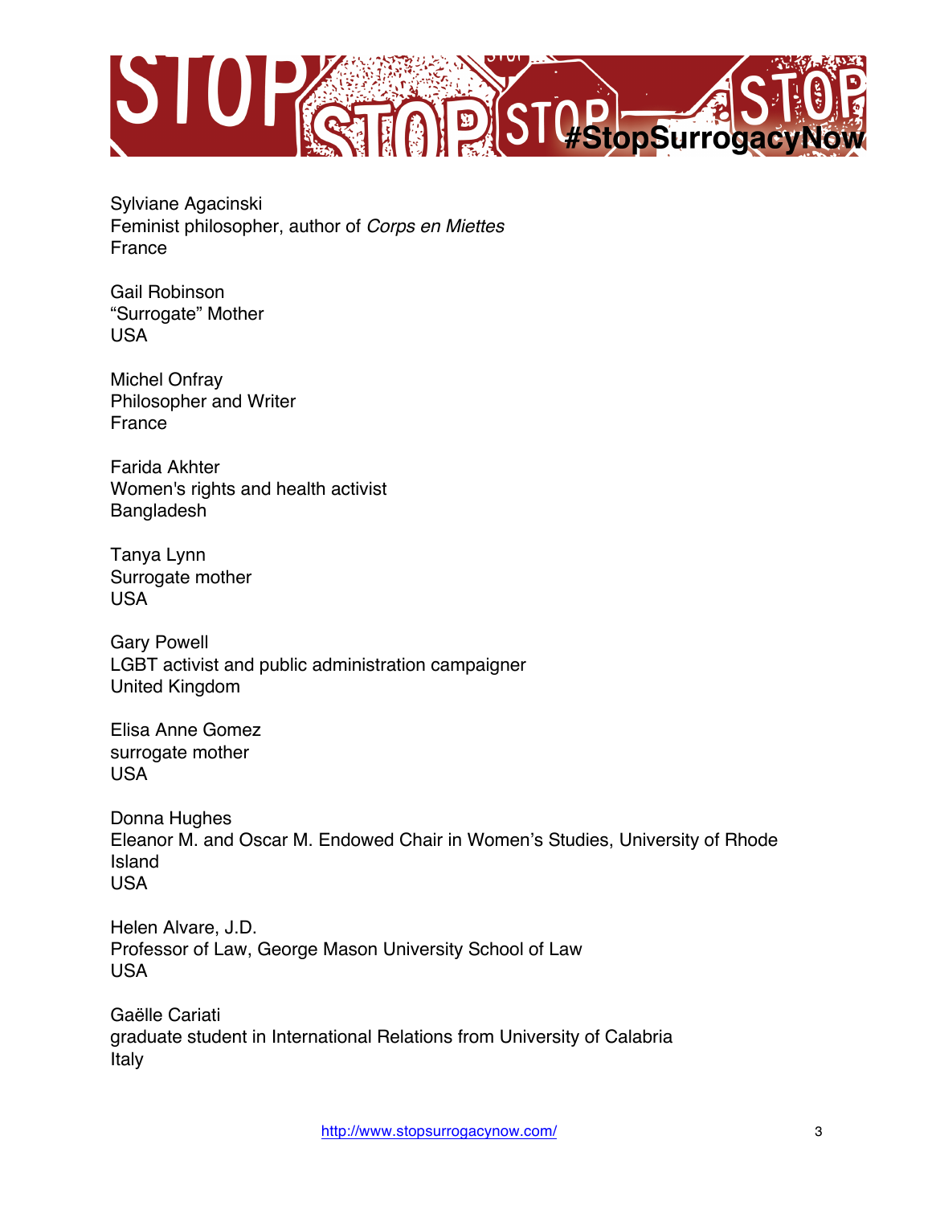Sylviane Agacinski
Feminist philosopher, author of *Corps en Miettes*
France

Gail Robinson
“Surrogate” Mother
USA

Michel Onfray
Philosopher and Writer
France

Farida Akhter
Women's rights and health activist
Bangladesh

Tanya Lynn
Surrogate mother
USA

Gary Powell
LGBT activist and public administration campaigner
United Kingdom

Elisa Anne Gomez
surrogate mother
USA

Donna Hughes
Eleanor M. and Oscar M. Endowed Chair in Women’s Studies, University of Rhode Island
USA

Helen Alvare, J.D.
Professor of Law, George Mason University School of Law
USA

Gaëlle Cariati
graduate student in International Relations from University of Calabria
Italy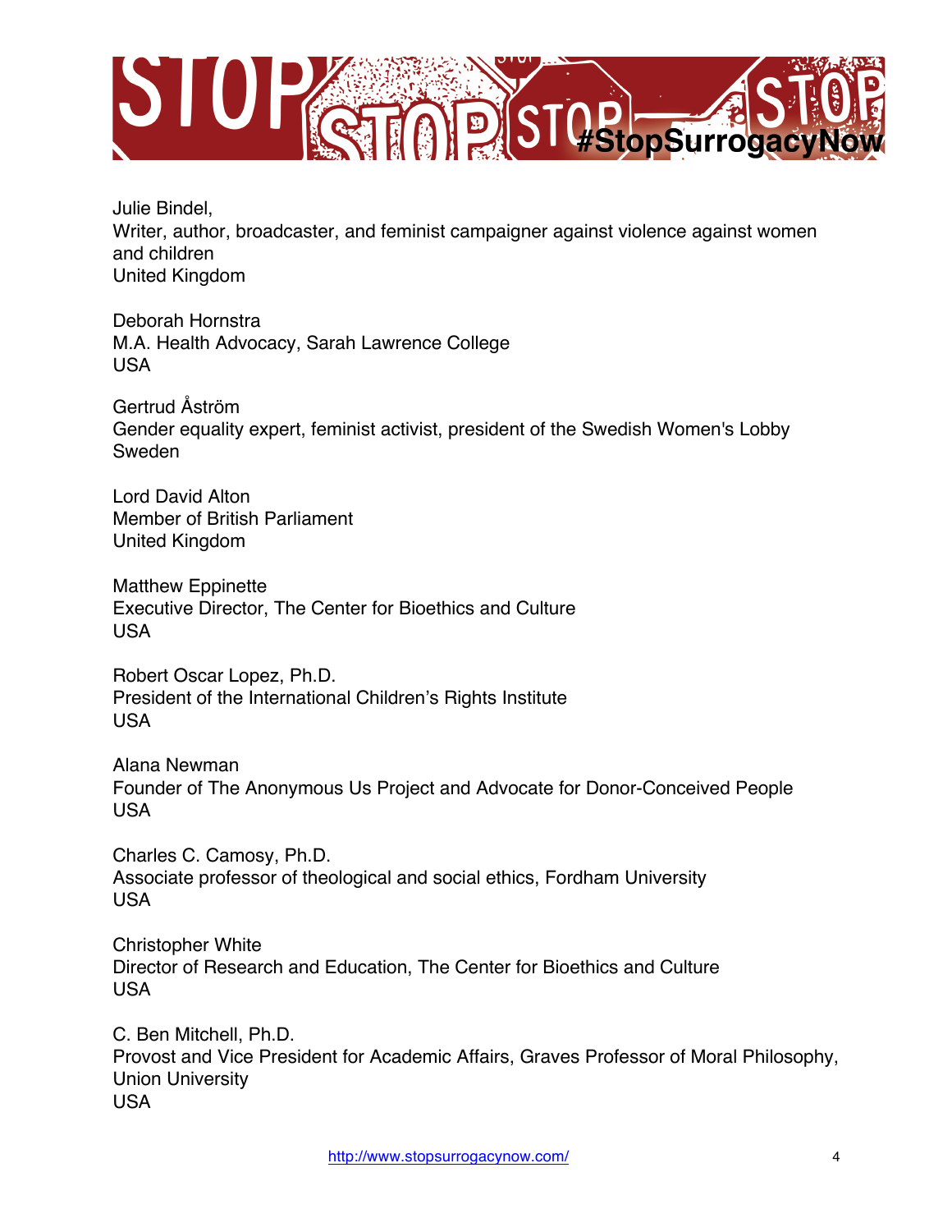Julie Bindel,
Writer, author, broadcaster, and feminist campaigner against violence against women and children
United Kingdom

Deborah Hornstra
M.A. Health Advocacy, Sarah Lawrence College
USA

Gertrud Åström
Gender equality expert, feminist activist, president of the Swedish Women's Lobby
Sweden

Lord David Alton
Member of British Parliament
United Kingdom

Matthew Eppinette
Executive Director, The Center for Bioethics and Culture
USA

Robert Oscar Lopez, Ph.D.
President of the International Children's Rights Institute
USA

Alana Newman
Founder of The Anonymous Us Project and Advocate for Donor-Conceived People
USA

Charles C. Camosy, Ph.D.
Associate professor of theological and social ethics, Fordham University
USA

Christopher White
Director of Research and Education, The Center for Bioethics and Culture
USA

C. Ben Mitchell, Ph.D.
Provost and Vice President for Academic Affairs, Graves Professor of Moral Philosophy, Union University
USA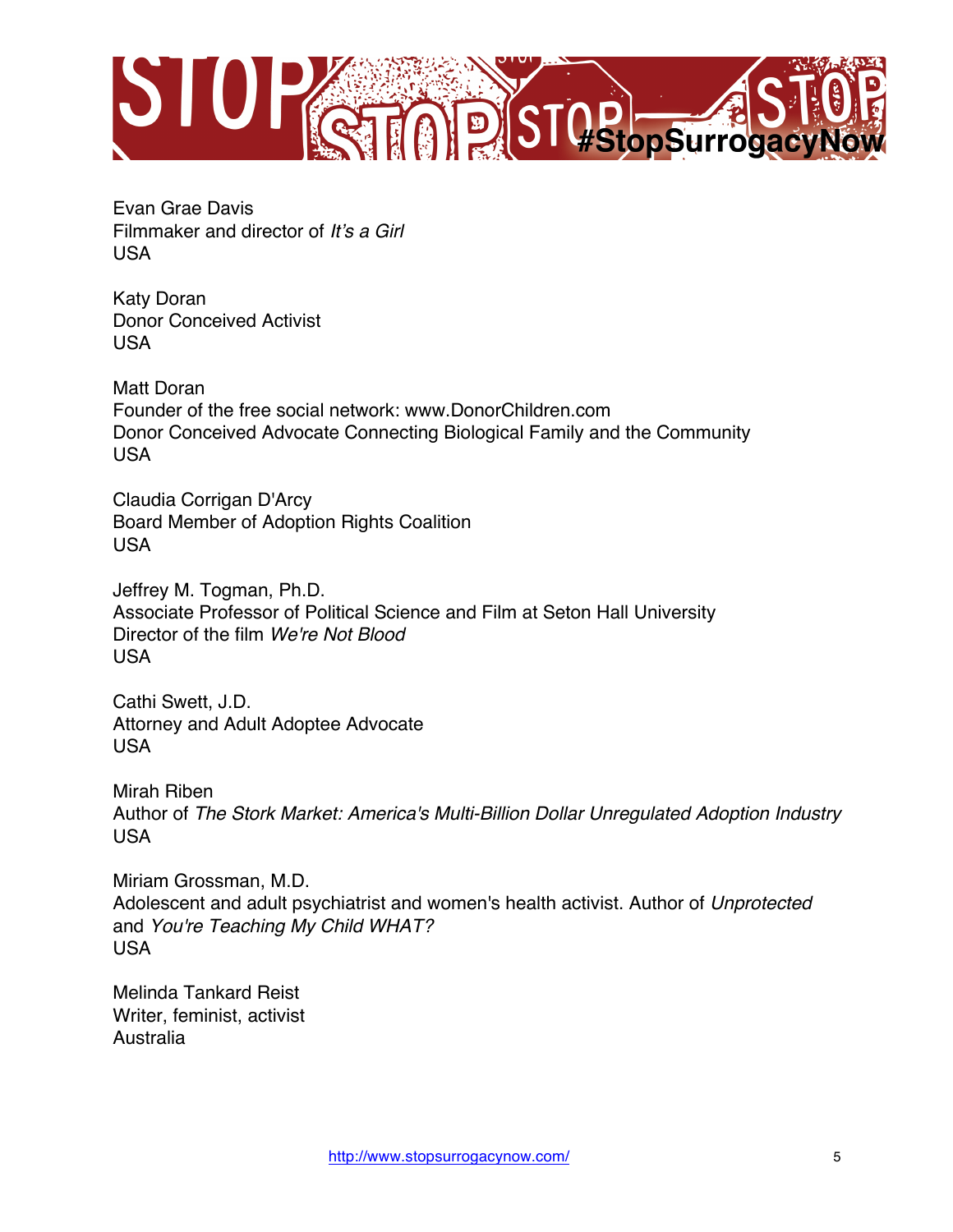Evan Grae Davis
Filmmaker and director of *It's a Girl*
USA

Katy Doran
Donor Conceived Activist
USA

Matt Doran
Founder of the free social network: www.DonorChildren.com
Donor Conceived Advocate Connecting Biological Family and the Community
USA

Claudia Corrigan D'Arcy
Board Member of Adoption Rights Coalition
USA

Jeffrey M. Togman, Ph.D.
Associate Professor of Political Science and Film at Seton Hall University
Director of the film *We're Not Blood*
USA

Cathi Swett, J.D.
Attorney and Adult Adoptee Advocate
USA

Mirah Riben
Author of *The Stork Market: America's Multi-Billion Dollar Unregulated Adoption Industry*
USA

Miriam Grossman, M.D.
Adolescent and adult psychiatrist and women's health activist. Author of *Unprotected* and *You're Teaching My Child WHAT?*
USA

Melinda Tankard Reist
Writer, feminist, activist
Australia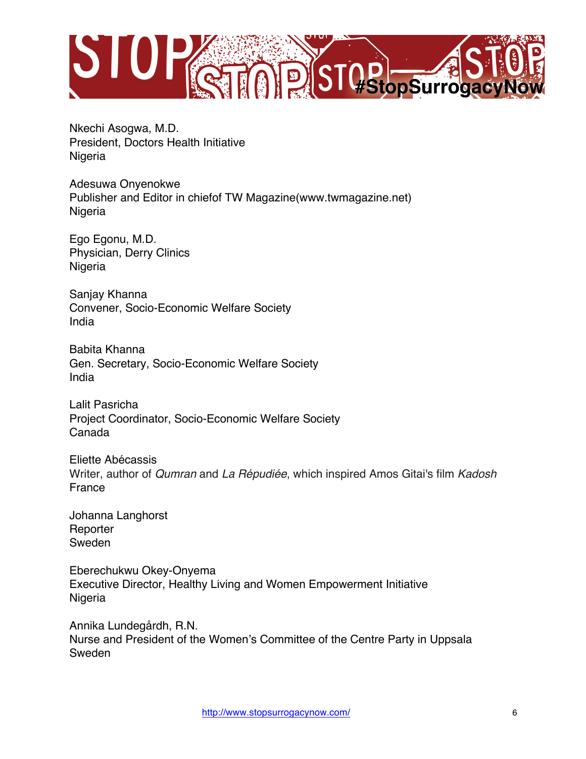Nkechi Asogwa, M.D.
President, Doctors Health Initiative
Nigeria

Adesuwa Onyenokwe
Publisher and Editor in chiefof TW Magazine(www.twmagazine.net)
Nigeria

Ego Egonu, M.D.
Physician, Derry Clinics
Nigeria

Sanjay Khanna
Convener, Socio-Economic Welfare Society
India

Babita Khanna
Gen. Secretary, Socio-Economic Welfare Society
India

Lalit Pasricha
Project Coordinator, Socio-Economic Welfare Society
Canada

Eliette Abécassis
Writer, author of *Qumran* and *La Répudiée*, which inspired Amos Gitai's film *Kadosh*
France

Johanna Langhorst
Reporter
Sweden

Eberechukwu Okey-Onyema
Executive Director, Healthy Living and Women Empowerment Initiative
Nigeria

Annika Lundegårdh, R.N.
Nurse and President of the Women's Committee of the Centre Party in Uppsala
Sweden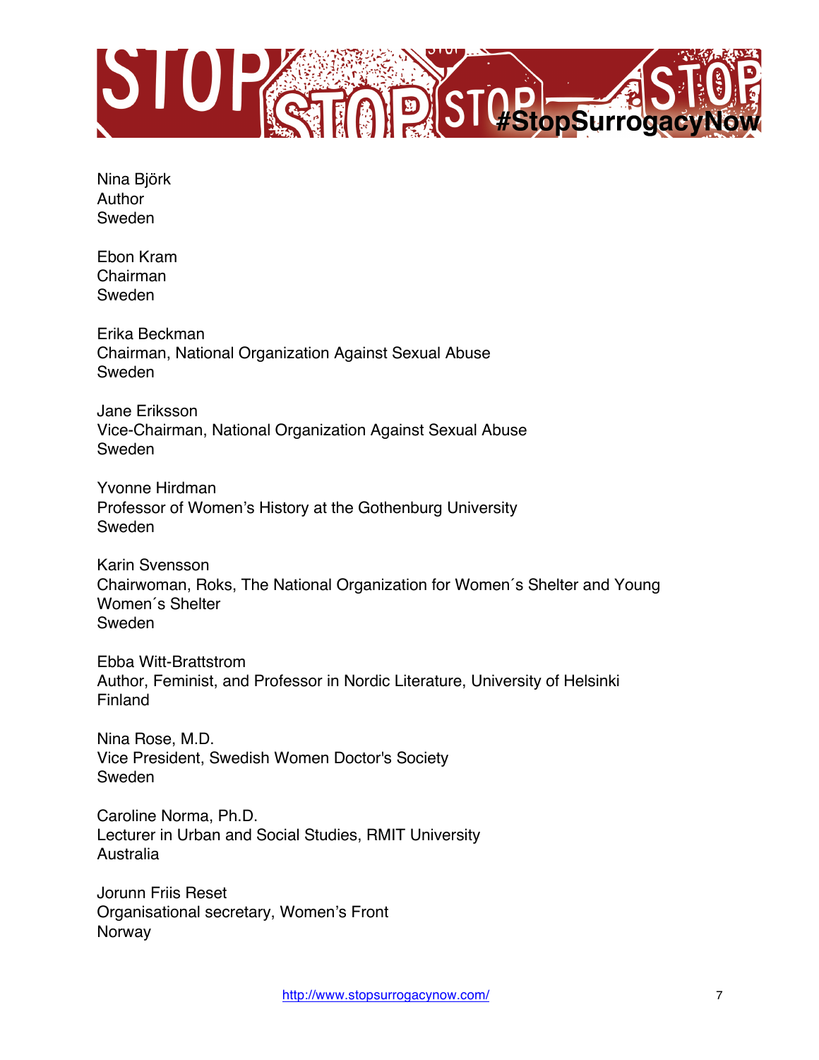Nina Björk
Author
Sweden

Ebon Kram
Chairman
Sweden

Erika Beckman
Chairman, National Organization Against Sexual Abuse
Sweden

Jane Eriksson
Vice-Chairman, National Organization Against Sexual Abuse
Sweden

Yvonne Hirdman
Professor of Women's History at the Gothenburg University
Sweden

Karin Svensson
Chairwoman, Roks, The National Organization for Women´s Shelter and Young Women´s Shelter
Sweden

Ebba Witt-Brattstrom
Author, Feminist, and Professor in Nordic Literature, University of Helsinki
Finland

Nina Rose, M.D.
Vice President, Swedish Women Doctor's Society
Sweden

Caroline Norma, Ph.D.
Lecturer in Urban and Social Studies, RMIT University
Australia

Jorunn Friis Reset
Organisational secretary, Women's Front
Norway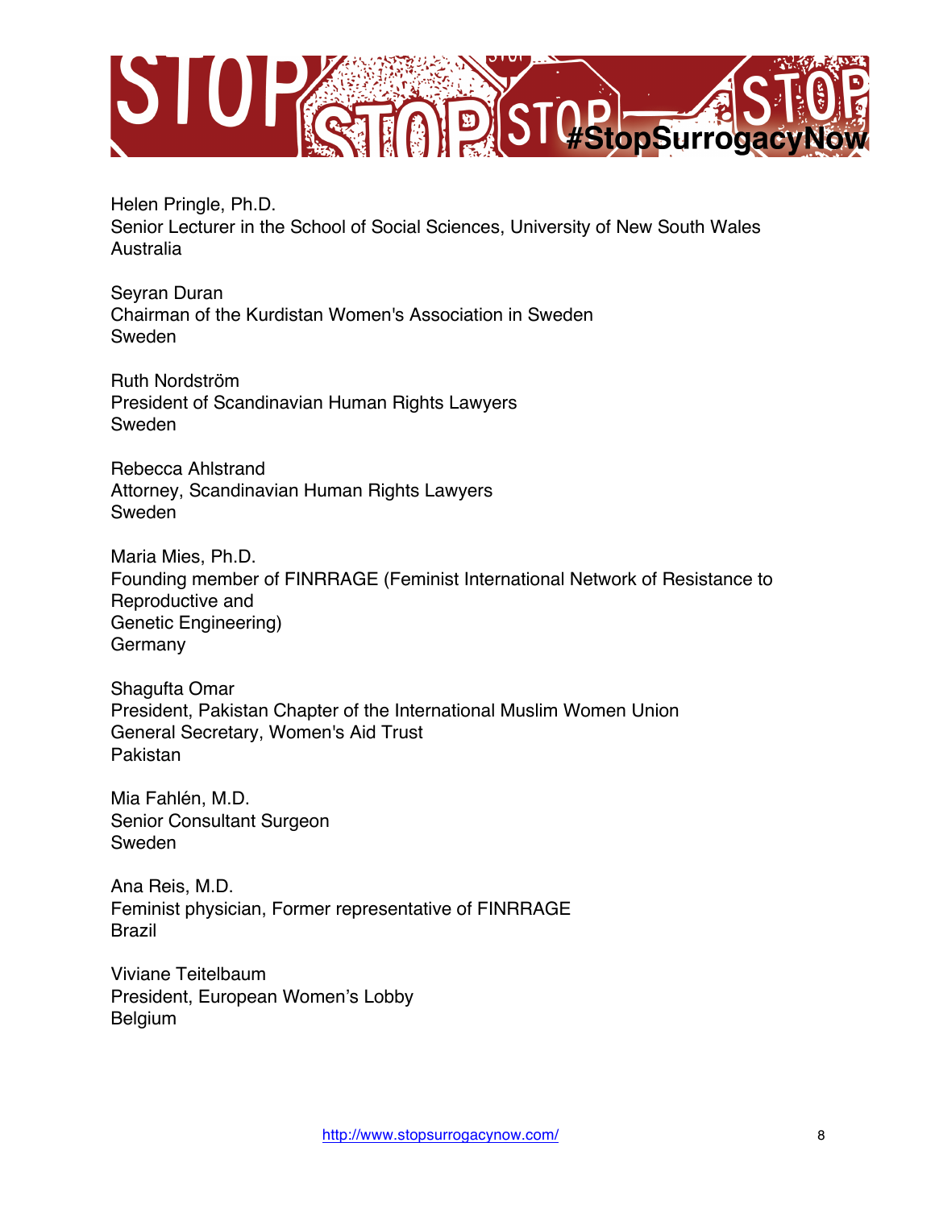Helen Pringle, Ph.D.
Senior Lecturer in the School of Social Sciences, University of New South Wales
Australia

Seyran Duran
Chairman of the Kurdistan Women's Association in Sweden
Sweden

Ruth Nordström
President of Scandinavian Human Rights Lawyers
Sweden

Rebecca Ahlstrand
Attorney, Scandinavian Human Rights Lawyers
Sweden

Maria Mies, Ph.D.
Founding member of FINRRAGE (Feminist International Network of Resistance to Reproductive and
Genetic Engineering)
Germany

Shagufta Omar
President, Pakistan Chapter of the International Muslim Women Union
General Secretary, Women's Aid Trust
Pakistan

Mia Fahlén, M.D.
Senior Consultant Surgeon
Sweden

Ana Reis, M.D.
Feminist physician, Former representative of FINRRAGE
Brazil

Viviane Teitelbaum
President, European Women's Lobby
Belgium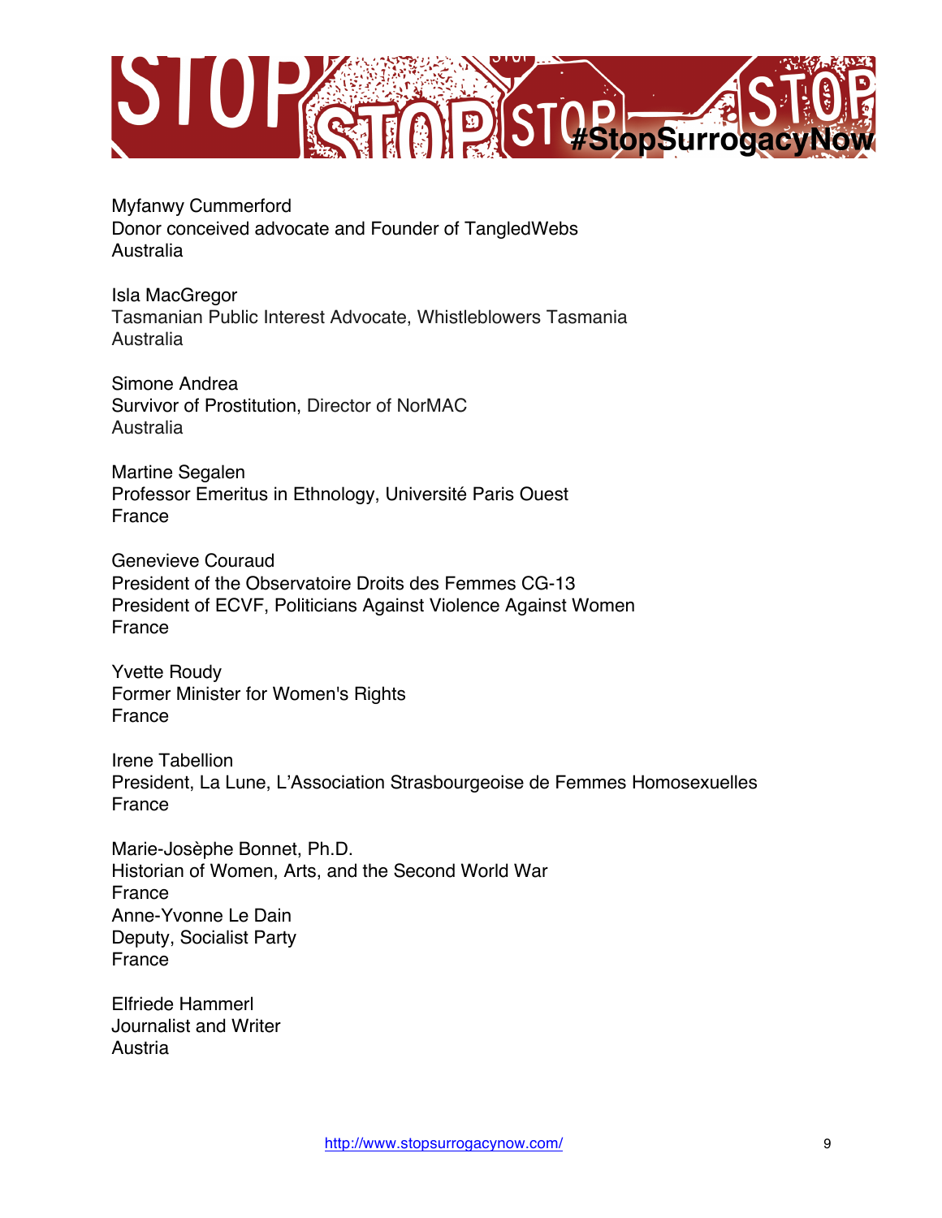Myfanwy Cummerford
Donor conceived advocate and Founder of TangledWebs
Australia

Isla MacGregor
Tasmanian Public Interest Advocate, Whistleblowers Tasmania
Australia

Simone Andrea
Survivor of Prostitution, Director of NorMAC
Australia

Martine Segalen
Professor Emeritus in Ethnology, Université Paris Ouest
France

Genevieve Couraud
President of the Observatoire Droits des Femmes CG-13
President of ECVF, Politicians Against Violence Against Women
France

Yvette Roudy
Former Minister for Women's Rights
France

Irene Tabellion
President, La Lune, L'Association Strasbourgeoise de Femmes Homosexuelles
France

Marie-Josèphe Bonnet, Ph.D.
Historian of Women, Arts, and the Second World War
France
Anne-Yvonne Le Dain
Deputy, Socialist Party
France

Elfriede Hammerl
Journalist and Writer
Austria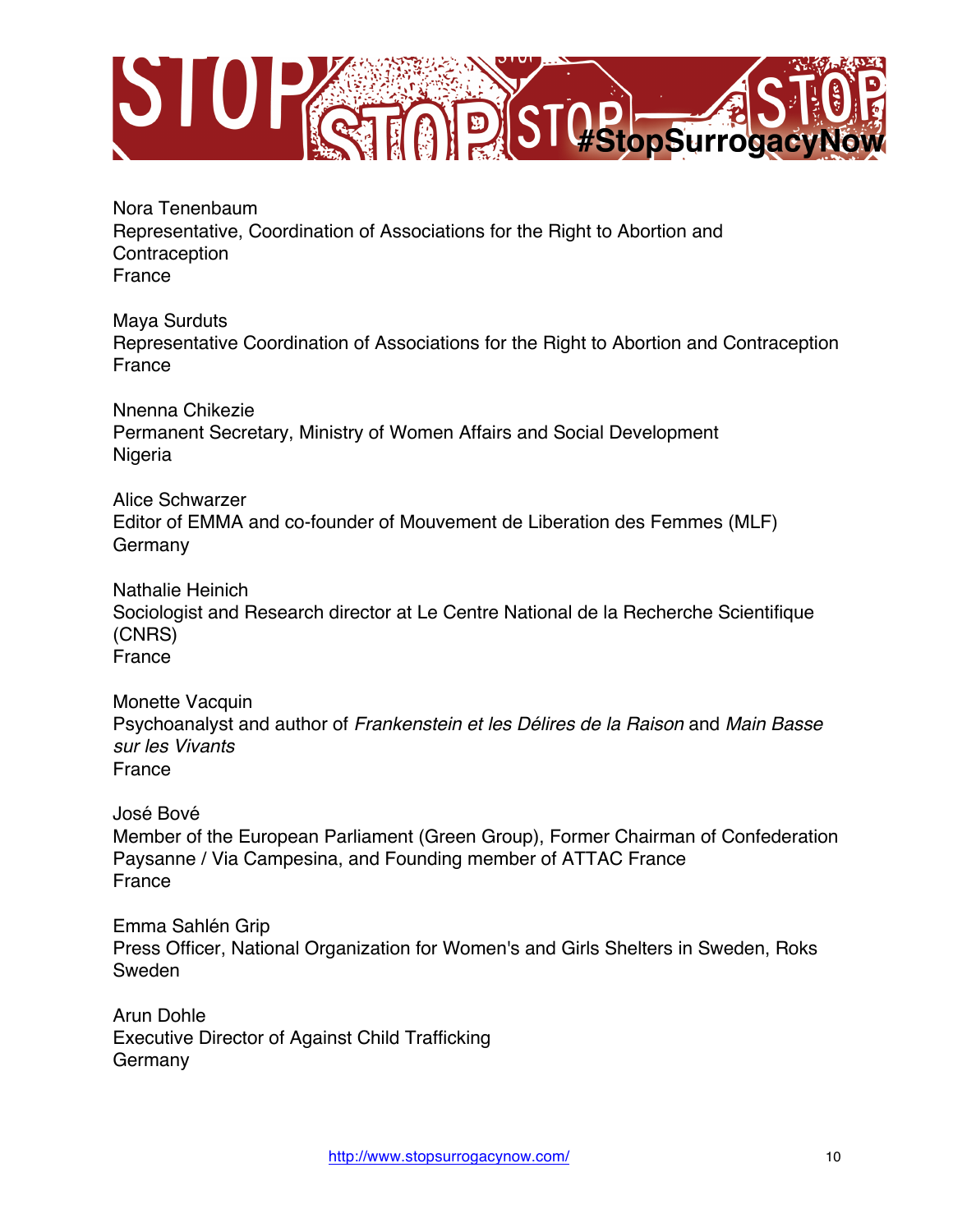Nora Tenenbaum
Representative, Coordination of Associations for the Right to Abortion and Contraception
France

Maya Surduts
Representative Coordination of Associations for the Right to Abortion and Contraception
France

Nnenna Chikezie
Permanent Secretary, Ministry of Women Affairs and Social Development
Nigeria

Alice Schwarzer
Editor of EMMA and co-founder of Mouvement de Liberation des Femmes (MLF)
Germany

Nathalie Heinich
Sociologist and Research director at Le Centre National de la Recherche Scientifique (CNRS)
France

Monette Vacquin
Psychoanalyst and author of *Frankenstein et les Délires de la Raison* and *Main Basse sur les Vivants*
France

José Bové
Member of the European Parliament (Green Group), Former Chairman of Confederation Paysanne / Via Campesina, and Founding member of ATTAC France
France

Emma Sahlén Grip
Press Officer, National Organization for Women's and Girls Shelters in Sweden, Roks
Sweden

Arun Dohle
Executive Director of Against Child Trafficking
Germany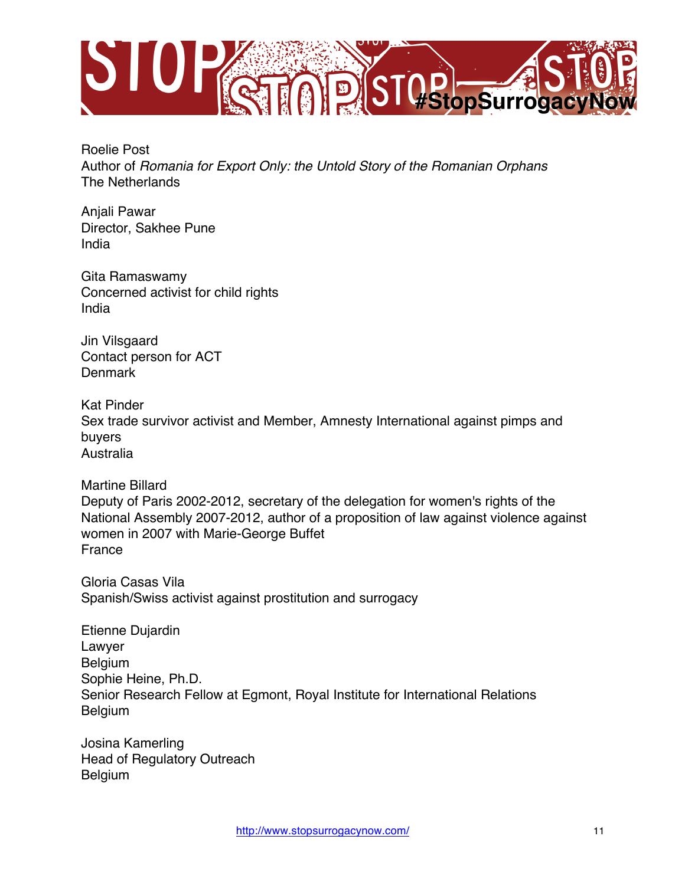Roelie Post
Author of *Romania for Export Only: the Untold Story of the Romanian Orphans*
The Netherlands

Anjali Pawar
Director, Sakhee Pune
India

Gita Ramaswamy
Concerned activist for child rights
India

Jin Vilsgaard
Contact person for ACT
Denmark

Kat Pinder
Sex trade survivor activist and Member, Amnesty International against pimps and buyers
Australia

Martine Billard
Deputy of Paris 2002-2012, secretary of the delegation for women's rights of the National Assembly 2007-2012, author of a proposition of law against violence against women in 2007 with Marie-George Buffet
France

Gloria Casas Vila
Spanish/Swiss activist against prostitution and surrogacy

Etienne Dujardin
Lawyer
Belgium
Sophie Heine, Ph.D.
Senior Research Fellow at Egmont, Royal Institute for International Relations
Belgium

Josina Kamerling
Head of Regulatory Outreach
Belgium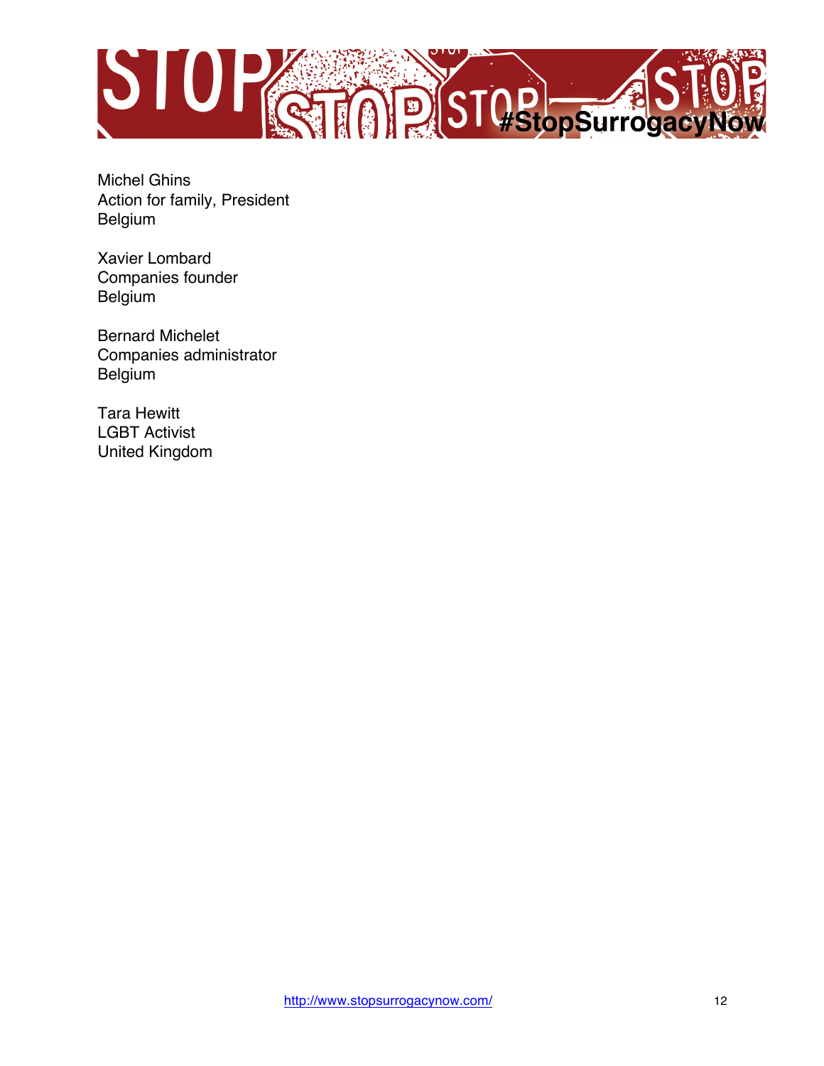Michel Ghins
Action for family, President
Belgium

Xavier Lombard
Companies founder
Belgium

Bernard Michelet
Companies administrator
Belgium

Tara Hewitt
LGBT Activist
United Kingdom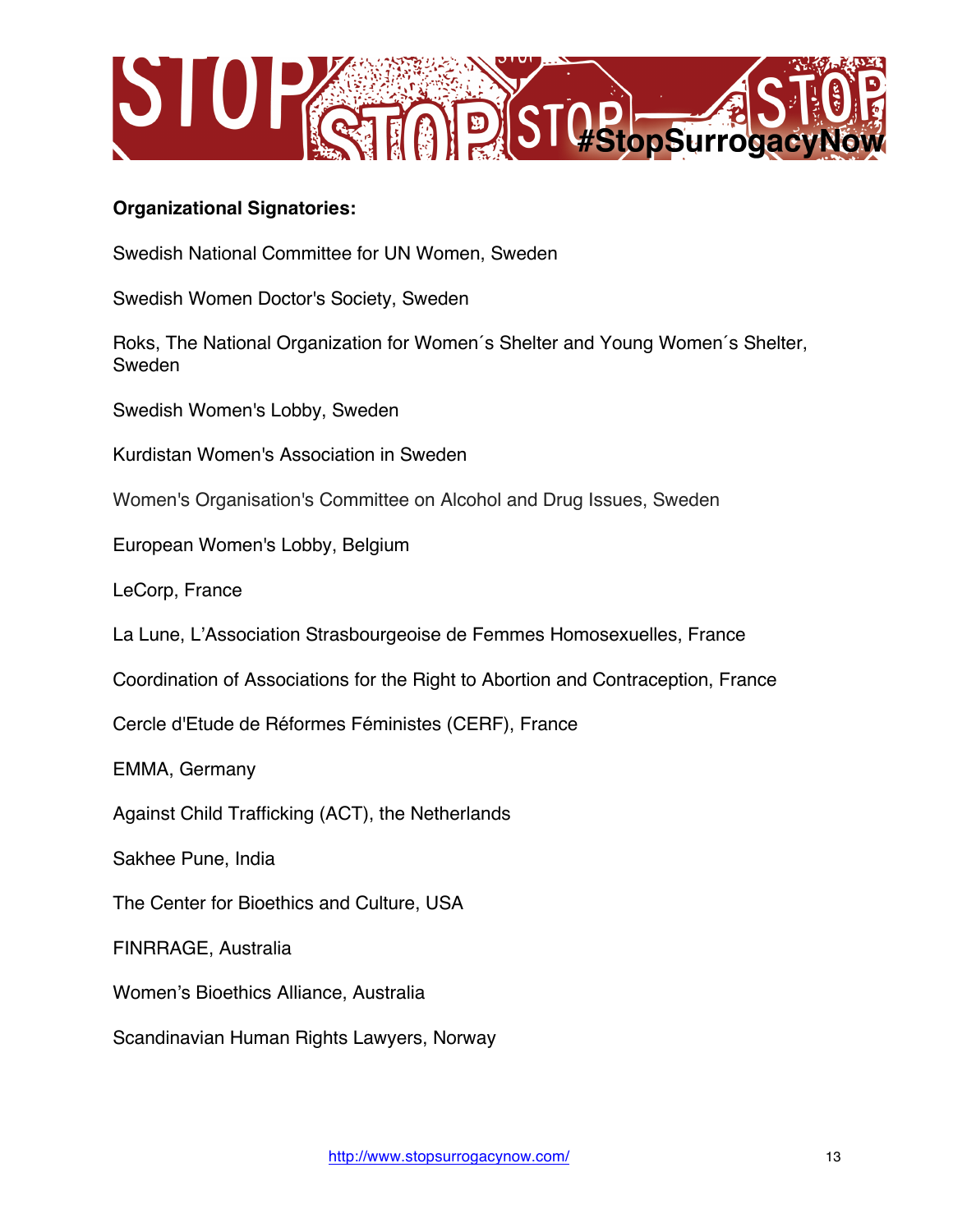**Organizational Signatories:**

Swedish National Committee for UN Women, Sweden

Swedish Women Doctor's Society, Sweden

Roks, The National Organization for Women´s Shelter and Young Women´s Shelter, Sweden

Swedish Women's Lobby, Sweden

Kurdistan Women's Association in Sweden

Women's Organisation's Committee on Alcohol and Drug Issues, Sweden

European Women's Lobby, Belgium

LeCorp, France

La Lune, L'Association Strasbourgeoise de Femmes Homosexuelles, France

Coordination of Associations for the Right to Abortion and Contraception, France

Cercle d'Etude de Réformes Féministes (CERF), France

EMMA, Germany

Against Child Trafficking (ACT), the Netherlands

Sakhee Pune, India

The Center for Bioethics and Culture, USA

FINRRAGE, Australia

Women's Bioethics Alliance, Australia

Scandinavian Human Rights Lawyers, Norway